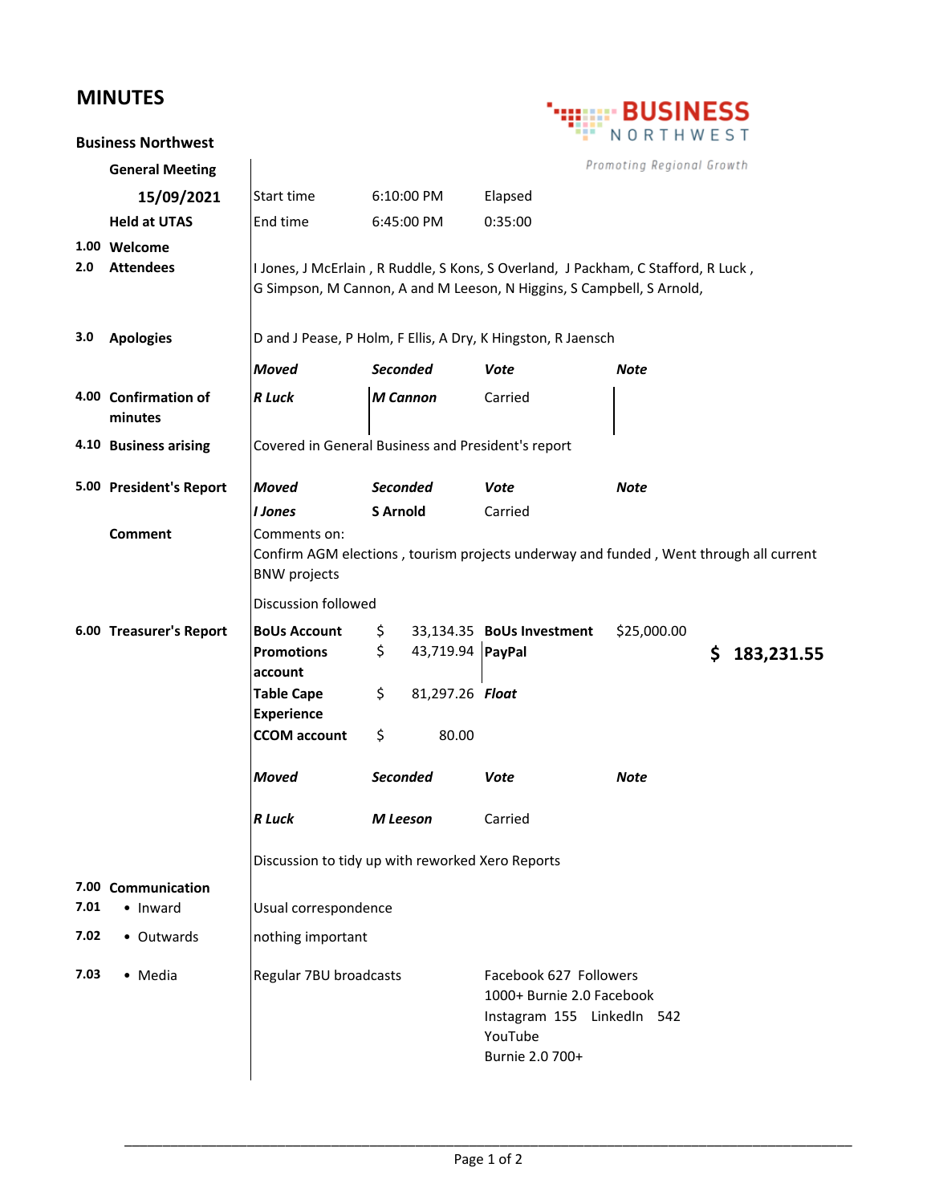# MINUTES

**Business Northwest**

BUSINESS NORTHWEST
*Promoting Regional Growth*

| | | | | | |
|---|---|---|---|---|---|
| **General Meeting** | | | | | |
| **15/09/2021** | Start time | 6:10:00 PM | Elapsed | | |
| **Held at UTAS** | End time | 6:45:00 PM | 0:35:00 | | |
| **1.00 Welcome** | | | | | |
| **2.0 Attendees** | I Jones, J McErlain , R Ruddle, S Kons, S Overland, J Packham, C Stafford, R Luck , G Simpson, M Cannon, A and M Leeson, N Higgins, S Campbell, S Arnold, | | | | |
| **3.0 Apologies** | D and J Pease, P Holm, F Ellis, A Dry, K Hingston, R Jaensch | | | | |
| | ***Moved*** | ***Seconded*** | ***Vote*** | ***Note*** | |
| **4.00 Confirmation of minutes** | ***R Luck*** | ***M Cannon*** | Carried | | |
| **4.10 Business arising** | Covered in General Business and President's report | | | | |
| **5.00 President's Report** | ***Moved*** | ***Seconded*** | ***Vote*** | ***Note*** | |
| | ***I Jones*** | **S Arnold** | Carried | | |
| **Comment** | Comments on: Confirm AGM elections , tourism projects underway and funded , Went through all current BNW projects | | | | |
| | Discussion followed | | | | |
| **6.00 Treasurer's Report** | **BoUs Account** | $ 33,134.35 | **BoUs Investment** | $25,000.00 | |
| | **Promotions account** | $ 43,719.94 | **PayPal** | | **$ 183,231.55** |
| | **Table Cape Experience** | $ 81,297.26 | ***Float*** | | |
| | **CCOM account** | $ 80.00 | | | |
| | ***Moved*** | ***Seconded*** | ***Vote*** | ***Note*** | |
| | ***R Luck*** | ***M Leeson*** | Carried | | |
| | Discussion to tidy up with reworked Xero Reports | | | | |
| **7.00 Communication** | | | | | |
| **7.01** • Inward | Usual correspondence | | | | |
| **7.02** • Outwards | nothing important | | | | |
| **7.03** • Media | Regular 7BU broadcasts | | Facebook 627 Followers<br>1000+ Burnie 2.0 Facebook<br>Instagram 155 LinkedIn 542<br>YouTube<br>Burnie 2.0 700+ | | |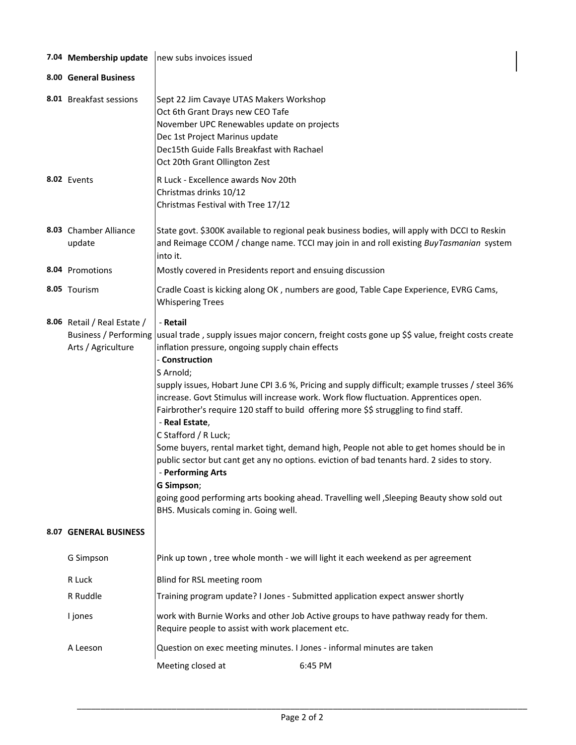| | | |
|---|---|---|
| **7.04** | **Membership update** | new subs invoices issued |
| **8.00** | **General Business** | |
| **8.01** | Breakfast sessions | Sept 22 Jim Cavaye UTAS Makers Workshop<br>Oct 6th Grant Drays new CEO Tafe<br>November UPC Renewables update on projects<br>Dec 1st Project Marinus update<br>Dec15th Guide Falls Breakfast with Rachael<br>Oct 20th Grant Ollington Zest |
| **8.02** | Events | R Luck - Excellence awards Nov 20th<br>Christmas drinks 10/12<br>Christmas Festival with Tree 17/12 |
| **8.03** | Chamber Alliance update | State govt. $300K available to regional peak business bodies, will apply with DCCI to Reskin and Reimage CCOM / change name. TCCI may join in and roll existing *BuyTasmanian* system into it. |
| **8.04** | Promotions | Mostly covered in Presidents report and ensuing discussion |
| **8.05** | Tourism | Cradle Coast is kicking along OK , numbers are good, Table Cape Experience, EVRG Cams, Whispering Trees |
| **8.06** | Retail / Real Estate / Business / Performing Arts / Agriculture | - **Retail**<br>usual trade , supply issues major concern, freight costs gone up $$ value, freight costs create inflation pressure, ongoing supply chain effects<br>- **Construction**<br>S Arnold;<br>supply issues, Hobart June CPI 3.6 %, Pricing and supply difficult; example trusses / steel 36% increase. Govt Stimulus will increase work. Work flow fluctuation. Apprentices open. Fairbrother's require 120 staff to build offering more $$ struggling to find staff.<br>- **Real Estate**,<br>C Stafford / R Luck;<br>Some buyers, rental market tight, demand high, People not able to get homes should be in public sector but cant get any no options. eviction of bad tenants hard. 2 sides to story.<br>- **Performing Arts**<br>**G Simpson**;<br>going good performing arts booking ahead. Travelling well ,Sleeping Beauty show sold out BHS. Musicals coming in. Going well. |
| **8.07** | **GENERAL BUSINESS** | |
| | G Simpson | Pink up town , tree whole month - we will light it each weekend as per agreement |
| | R Luck | Blind for RSL meeting room |
| | R Ruddle | Training program update? I Jones - Submitted application expect answer shortly |
| | I jones | work with Burnie Works and other Job Active groups to have pathway ready for them. Require people to assist with work placement etc. |
| | A Leeson | Question on exec meeting minutes. I Jones - informal minutes are taken |
| | | Meeting closed at 6:45 PM |